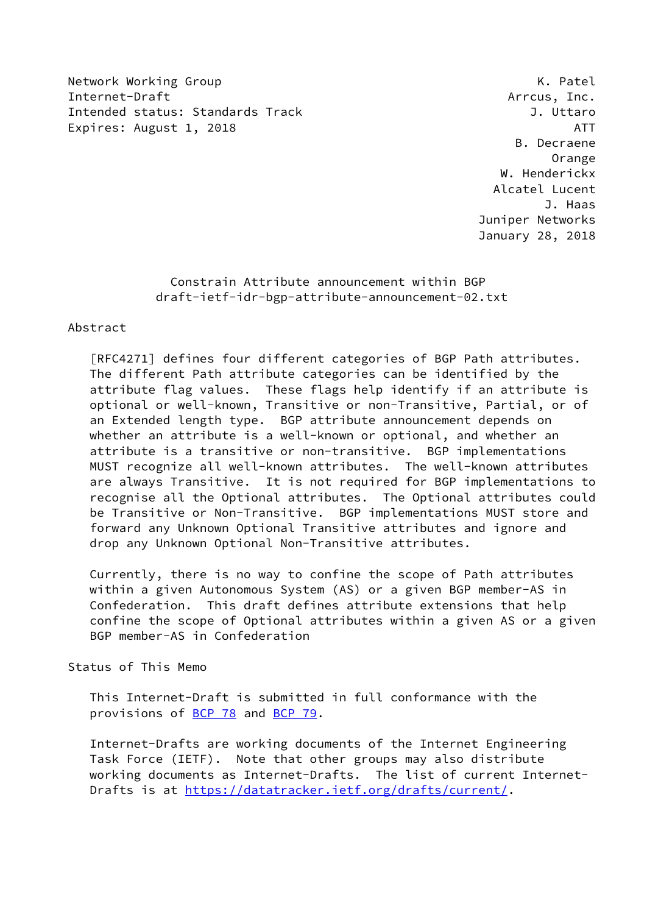Network Working Group K. Patel
Internet-Draft Arrcus, Inc.
Intended status: Standards Track J. Uttaro
Expires: August 1, 2018 ATT
B. Decraene
Orange
W. Henderickx
Alcatel Lucent
J. Haas
Juniper Networks
January 28, 2018

# Constrain Attribute announcement within BGP
## draft-ietf-idr-bgp-attribute-announcement-02.txt

## Abstract

[RFC4271] defines four different categories of BGP Path attributes. The different Path attribute categories can be identified by the attribute flag values. These flags help identify if an attribute is optional or well-known, Transitive or non-Transitive, Partial, or of an Extended length type. BGP attribute announcement depends on whether an attribute is a well-known or optional, and whether an attribute is a transitive or non-transitive. BGP implementations MUST recognize all well-known attributes. The well-known attributes are always Transitive. It is not required for BGP implementations to recognize all the Optional attributes. The Optional attributes could be Transitive or Non-Transitive. BGP implementations MUST store and forward any Unknown Optional Transitive attributes and ignore and drop any Unknown Optional Non-Transitive attributes.

Currently, there is no way to confine the scope of Path attributes within a given Autonomous System (AS) or a given BGP member-AS in Confederation. This draft defines attribute extensions that help confine the scope of Optional attributes within a given AS or a given BGP member-AS in Confederation

## Status of This Memo

This Internet-Draft is submitted in full conformance with the provisions of BCP 78 and BCP 79.

Internet-Drafts are working documents of the Internet Engineering Task Force (IETF). Note that other groups may also distribute working documents as Internet-Drafts. The list of current Internet-Drafts is at https://datatracker.ietf.org/drafts/current/.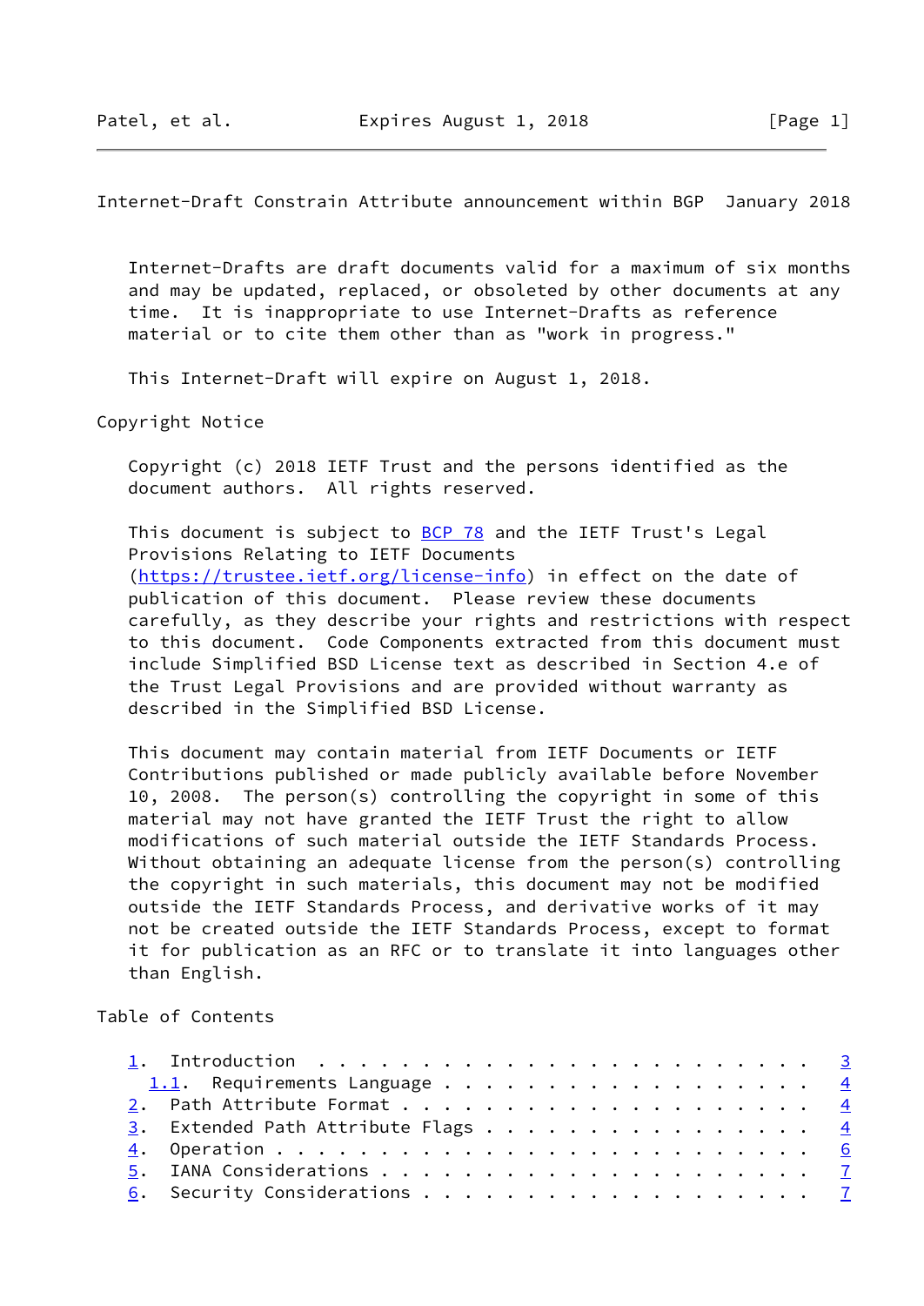Internet-Drafts are draft documents valid for a maximum of six months and may be updated, replaced, or obsoleted by other documents at any time. It is inappropriate to use Internet-Drafts as reference material or to cite them other than as "work in progress."

This Internet-Draft will expire on August 1, 2018.

Copyright Notice

Copyright (c) 2018 IETF Trust and the persons identified as the document authors. All rights reserved.

This document is subject to BCP 78 and the IETF Trust's Legal Provisions Relating to IETF Documents (https://trustee.ietf.org/license-info) in effect on the date of publication of this document. Please review these documents carefully, as they describe your rights and restrictions with respect to this document. Code Components extracted from this document must include Simplified BSD License text as described in Section 4.e of the Trust Legal Provisions and are provided without warranty as described in the Simplified BSD License.

This document may contain material from IETF Documents or IETF Contributions published or made publicly available before November 10, 2008. The person(s) controlling the copyright in some of this material may not have granted the IETF Trust the right to allow modifications of such material outside the IETF Standards Process. Without obtaining an adequate license from the person(s) controlling the copyright in such materials, this document may not be modified outside the IETF Standards Process, and derivative works of it may not be created outside the IETF Standards Process, except to format it for publication as an RFC or to translate it into languages other than English.

Table of Contents

```
1. Introduction . . . . . . . . . . . . . . . . . . . . . . . .   3
  1.1. Requirements Language . . . . . . . . . . . . . . . . . .   4
2. Path Attribute Format . . . . . . . . . . . . . . . . . . . .   4
3. Extended Path Attribute Flags . . . . . . . . . . . . . . . .   4
4. Operation . . . . . . . . . . . . . . . . . . . . . . . . . .   6
5. IANA Considerations . . . . . . . . . . . . . . . . . . . . .   7
6. Security Considerations . . . . . . . . . . . . . . . . . . .   7
```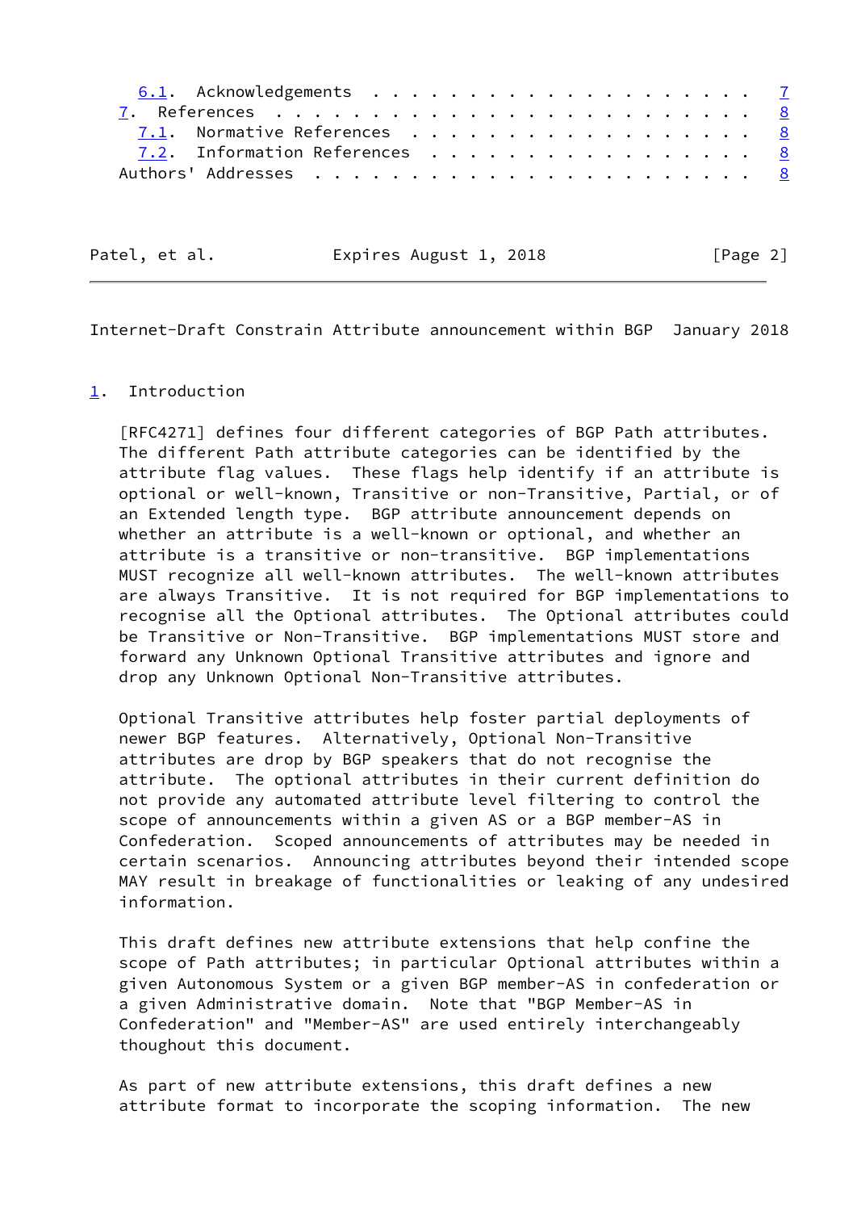6.1. Acknowledgements . . . . . . . . . . . . . . . . . . . . . 7
7. References . . . . . . . . . . . . . . . . . . . . . . . . . 8
7.1. Normative References . . . . . . . . . . . . . . . . . . 8
7.2. Information References . . . . . . . . . . . . . . . . . 8
Authors' Addresses . . . . . . . . . . . . . . . . . . . . . . . 8

## 1. Introduction

[RFC4271] defines four different categories of BGP Path attributes. The different Path attribute categories can be identified by the attribute flag values. These flags help identify if an attribute is optional or well-known, Transitive or non-Transitive, Partial, or of an Extended length type. BGP attribute announcement depends on whether an attribute is a well-known or optional, and whether an attribute is a transitive or non-transitive. BGP implementations MUST recognize all well-known attributes. The well-known attributes are always Transitive. It is not required for BGP implementations to recognise all the Optional attributes. The Optional attributes could be Transitive or Non-Transitive. BGP implementations MUST store and forward any Unknown Optional Transitive attributes and ignore and drop any Unknown Optional Non-Transitive attributes.

Optional Transitive attributes help foster partial deployments of newer BGP features. Alternatively, Optional Non-Transitive attributes are drop by BGP speakers that do not recognise the attribute. The optional attributes in their current definition do not provide any automated attribute level filtering to control the scope of announcements within a given AS or a BGP member-AS in Confederation. Scoped announcements of attributes may be needed in certain scenarios. Announcing attributes beyond their intended scope MAY result in breakage of functionalities or leaking of any undesired information.

This draft defines new attribute extensions that help confine the scope of Path attributes; in particular Optional attributes within a given Autonomous System or a given BGP member-AS in confederation or a given Administrative domain. Note that "BGP Member-AS in Confederation" and "Member-AS" are used entirely interchangeably thoughout this document.

As part of new attribute extensions, this draft defines a new attribute format to incorporate the scoping information. The new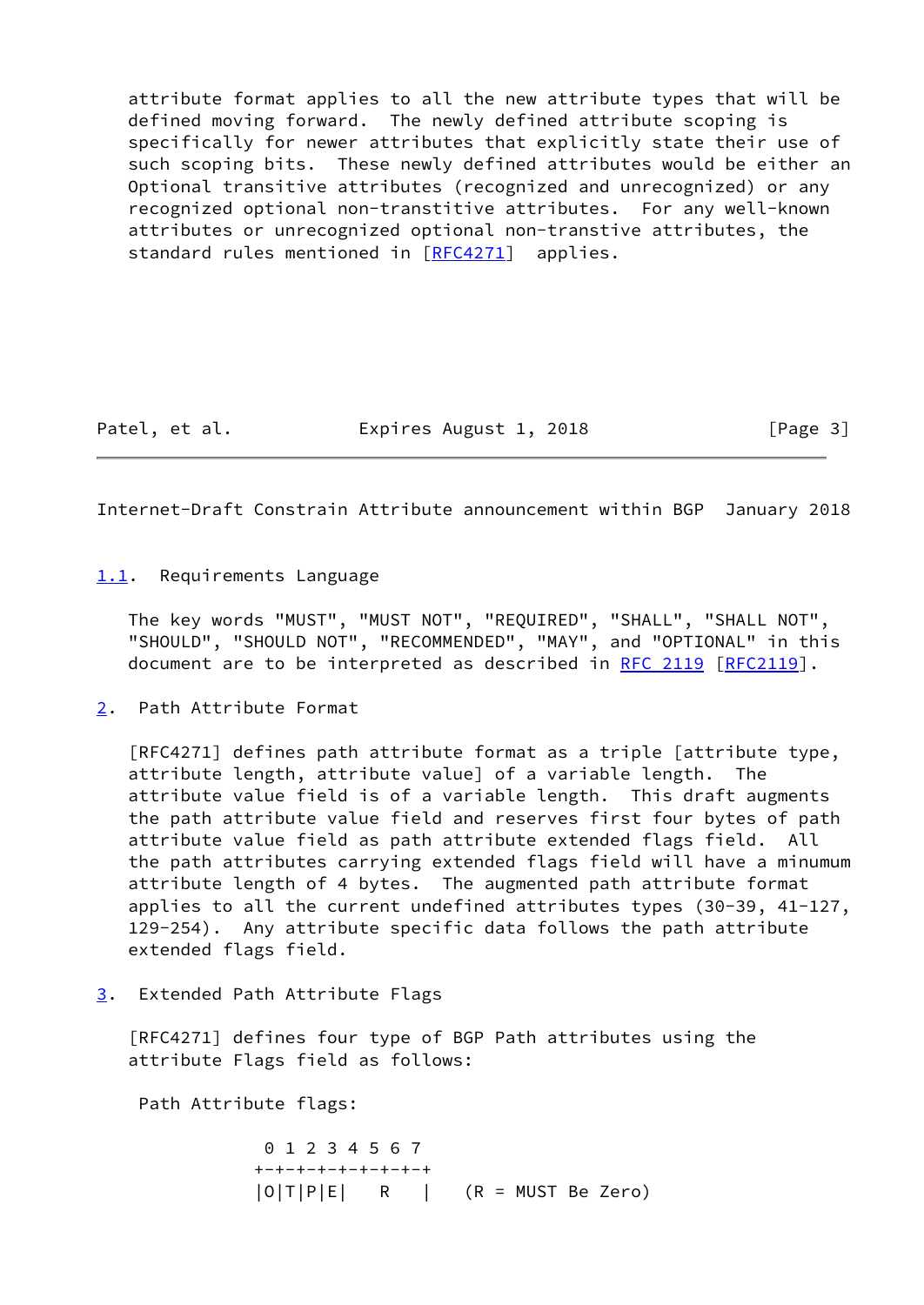attribute format applies to all the new attribute types that will be defined moving forward. The newly defined attribute scoping is specifically for newer attributes that explicitly state their use of such scoping bits. These newly defined attributes would be either an Optional transitive attributes (recognized and unrecognized) or any recognized optional non-transtitive attributes. For any well-known attributes or unrecognized optional non-transtive attributes, the standard rules mentioned in [RFC4271] applies.

### 1.1. Requirements Language

The key words "MUST", "MUST NOT", "REQUIRED", "SHALL", "SHALL NOT", "SHOULD", "SHOULD NOT", "RECOMMENDED", "MAY", and "OPTIONAL" in this document are to be interpreted as described in RFC 2119 [RFC2119].

## 2. Path Attribute Format

[RFC4271] defines path attribute format as a triple [attribute type, attribute length, attribute value] of a variable length. The attribute value field is of a variable length. This draft augments the path attribute value field and reserves first four bytes of path attribute value field as path attribute extended flags field. All the path attributes carrying extended flags field will have a minumum attribute length of 4 bytes. The augmented path attribute format applies to all the current undefined attributes types (30-39, 41-127, 129-254). Any attribute specific data follows the path attribute extended flags field.

## 3. Extended Path Attribute Flags

[RFC4271] defines four type of BGP Path attributes using the attribute Flags field as follows:

Path Attribute flags:

```
 0 1 2 3 4 5 6 7
+-+-+-+-+-+-+-+-+
|O|T|P|E|   R   |   (R = MUST Be Zero)
```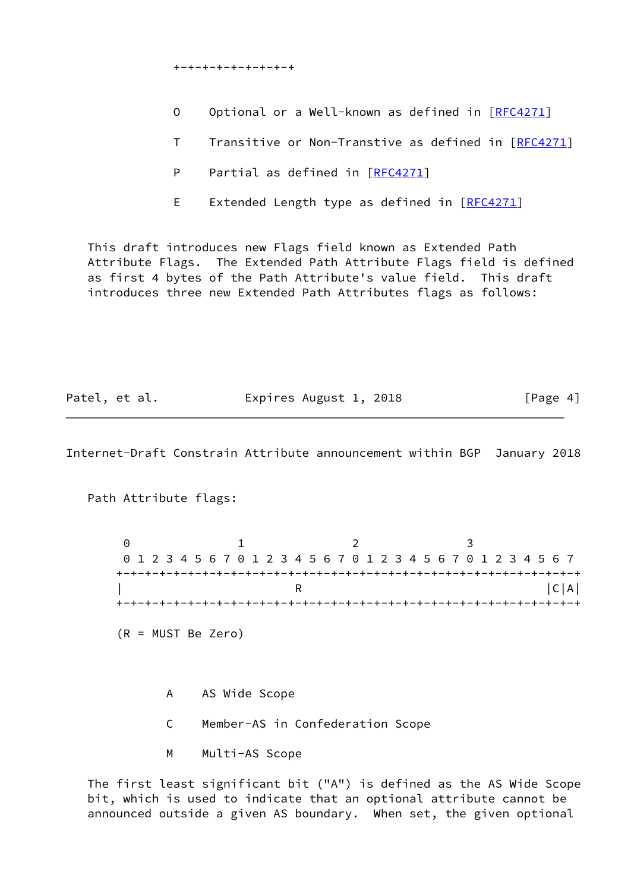```
+-+-+-+-+-+-+-+-+
```

O    Optional or a Well-known as defined in [RFC4271]

T    Transitive or Non-Transtive as defined in [RFC4271]

P    Partial as defined in [RFC4271]

E    Extended Length type as defined in [RFC4271]

This draft introduces new Flags field known as Extended Path Attribute Flags. The Extended Path Attribute Flags field is defined as first 4 bytes of the Path Attribute's value field. This draft introduces three new Extended Path Attributes flags as follows:

Path Attribute flags:

```
 0                   1                   2                   3
 0 1 2 3 4 5 6 7 0 1 2 3 4 5 6 7 0 1 2 3 4 5 6 7 0 1 2 3 4 5 6 7
+-+-+-+-+-+-+-+-+-+-+-+-+-+-+-+-+-+-+-+-+-+-+-+-+-+-+-+-+-+-+-+-+
|                        R                                  |C|A|
+-+-+-+-+-+-+-+-+-+-+-+-+-+-+-+-+-+-+-+-+-+-+-+-+-+-+-+-+-+-+-+-+

(R = MUST Be Zero)
```

A    AS Wide Scope

C    Member-AS in Confederation Scope

M    Multi-AS Scope

The first least significant bit ("A") is defined as the AS Wide Scope bit, which is used to indicate that an optional attribute cannot be announced outside a given AS boundary. When set, the given optional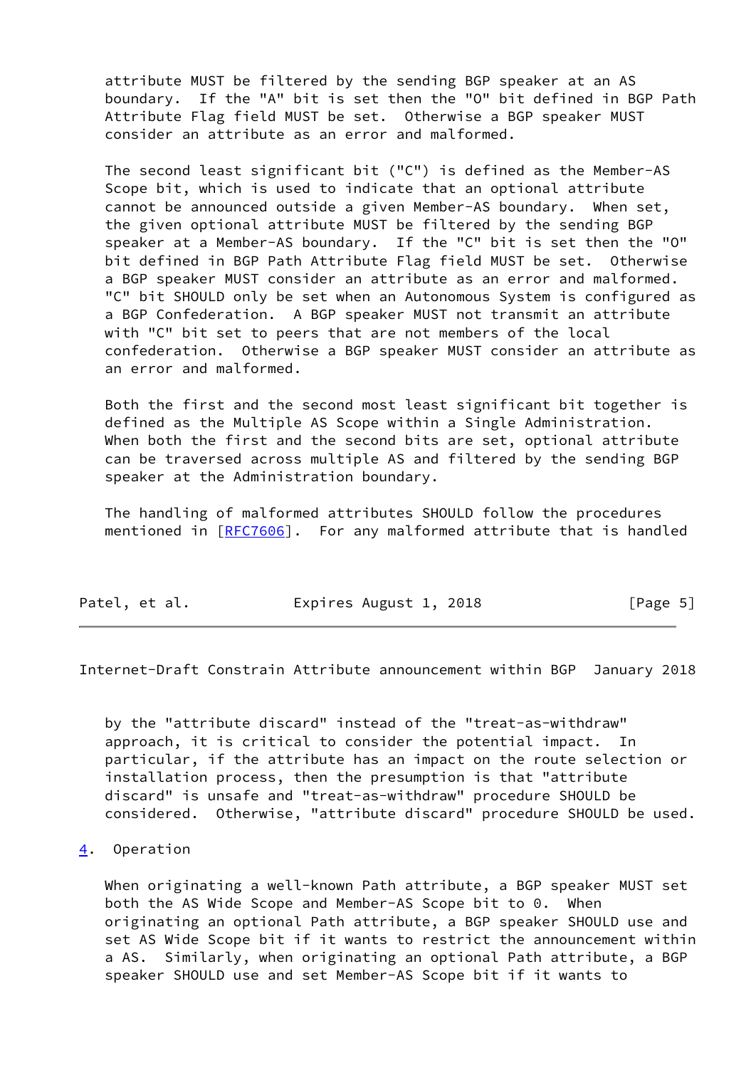attribute MUST be filtered by the sending BGP speaker at an AS boundary. If the "A" bit is set then the "O" bit defined in BGP Path Attribute Flag field MUST be set. Otherwise a BGP speaker MUST consider an attribute as an error and malformed.

The second least significant bit ("C") is defined as the Member-AS Scope bit, which is used to indicate that an optional attribute cannot be announced outside a given Member-AS boundary. When set, the given optional attribute MUST be filtered by the sending BGP speaker at a Member-AS boundary. If the "C" bit is set then the "O" bit defined in BGP Path Attribute Flag field MUST be set. Otherwise a BGP speaker MUST consider an attribute as an error and malformed. "C" bit SHOULD only be set when an Autonomous System is configured as a BGP Confederation. A BGP speaker MUST not transmit an attribute with "C" bit set to peers that are not members of the local confederation. Otherwise a BGP speaker MUST consider an attribute as an error and malformed.

Both the first and the second most least significant bit together is defined as the Multiple AS Scope within a Single Administration. When both the first and the second bits are set, optional attribute can be traversed across multiple AS and filtered by the sending BGP speaker at the Administration boundary.

The handling of malformed attributes SHOULD follow the procedures mentioned in [RFC7606]. For any malformed attribute that is handled by the "attribute discard" instead of the "treat-as-withdraw" approach, it is critical to consider the potential impact. In particular, if the attribute has an impact on the route selection or installation process, then the presumption is that "attribute discard" is unsafe and "treat-as-withdraw" procedure SHOULD be considered. Otherwise, "attribute discard" procedure SHOULD be used.

## 4. Operation

When originating a well-known Path attribute, a BGP speaker MUST set both the AS Wide Scope and Member-AS Scope bit to 0. When originating an optional Path attribute, a BGP speaker SHOULD use and set AS Wide Scope bit if it wants to restrict the announcement within a AS. Similarly, when originating an optional Path attribute, a BGP speaker SHOULD use and set Member-AS Scope bit if it wants to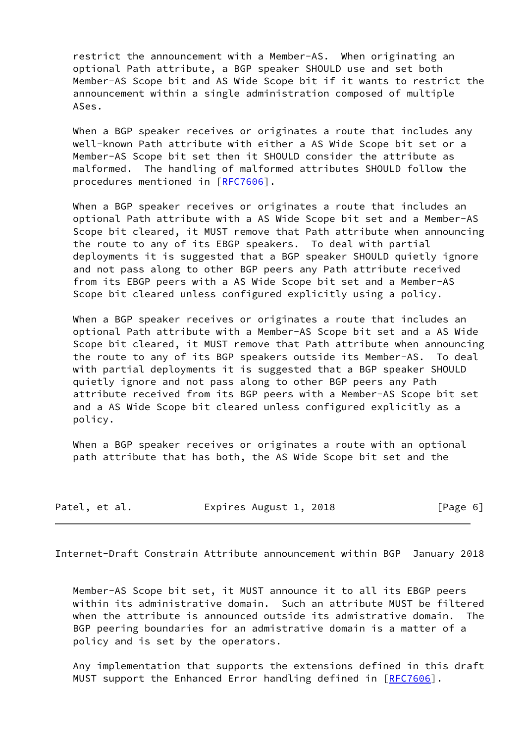restrict the announcement with a Member-AS. When originating an optional Path attribute, a BGP speaker SHOULD use and set both Member-AS Scope bit and AS Wide Scope bit if it wants to restrict the announcement within a single administration composed of multiple ASes.

When a BGP speaker receives or originates a route that includes any well-known Path attribute with either a AS Wide Scope bit set or a Member-AS Scope bit set then it SHOULD consider the attribute as malformed. The handling of malformed attributes SHOULD follow the procedures mentioned in [RFC7606].

When a BGP speaker receives or originates a route that includes an optional Path attribute with a AS Wide Scope bit set and a Member-AS Scope bit cleared, it MUST remove that Path attribute when announcing the route to any of its EBGP speakers. To deal with partial deployments it is suggested that a BGP speaker SHOULD quietly ignore and not pass along to other BGP peers any Path attribute received from its EBGP peers with a AS Wide Scope bit set and a Member-AS Scope bit cleared unless configured explicitly using a policy.

When a BGP speaker receives or originates a route that includes an optional Path attribute with a Member-AS Scope bit set and a AS Wide Scope bit cleared, it MUST remove that Path attribute when announcing the route to any of its BGP speakers outside its Member-AS. To deal with partial deployments it is suggested that a BGP speaker SHOULD quietly ignore and not pass along to other BGP peers any Path attribute received from its BGP peers with a Member-AS Scope bit set and a AS Wide Scope bit cleared unless configured explicitly as a policy.

When a BGP speaker receives or originates a route with an optional path attribute that has both, the AS Wide Scope bit set and the Member-AS Scope bit set, it MUST announce it to all its EBGP peers within its administrative domain. Such an attribute MUST be filtered when the attribute is announced outside its admistrative domain. The BGP peering boundaries for an admistrative domain is a matter of a policy and is set by the operators.

Any implementation that supports the extensions defined in this draft MUST support the Enhanced Error handling defined in [RFC7606].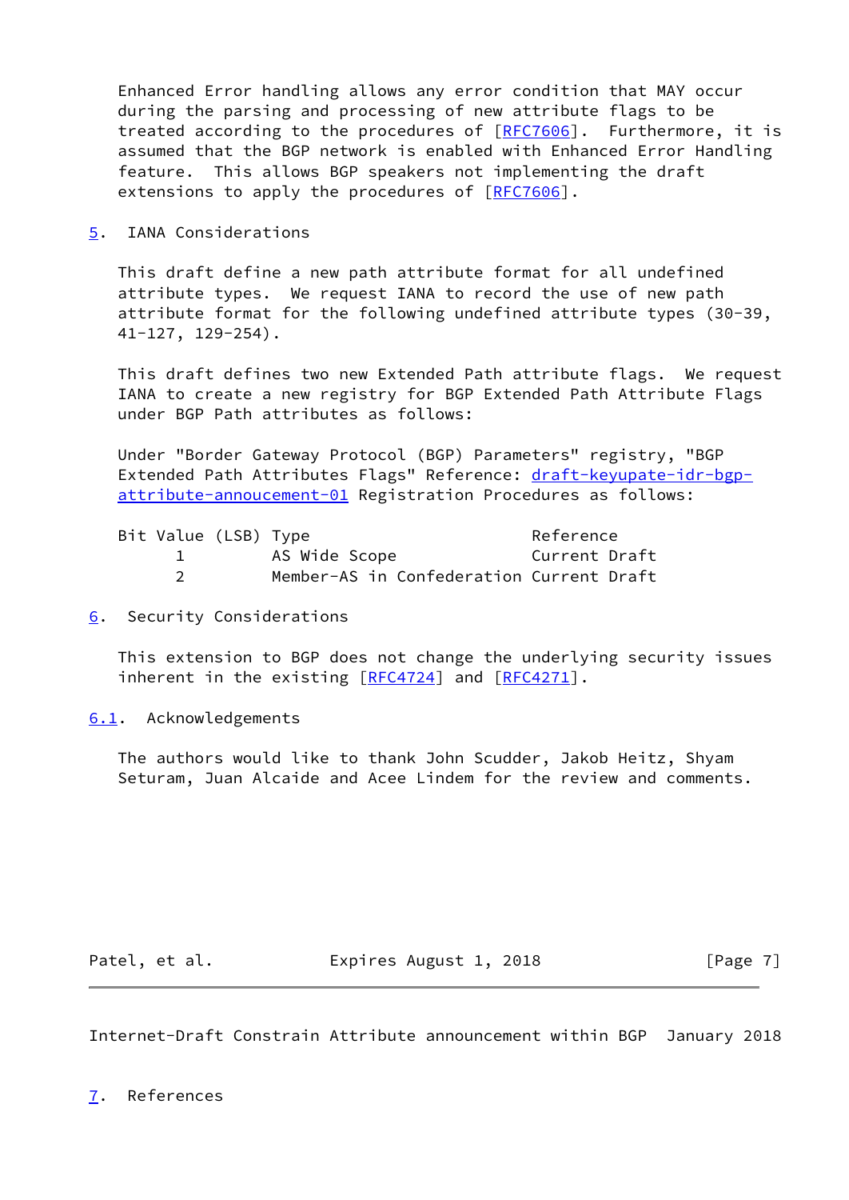Enhanced Error handling allows any error condition that MAY occur during the parsing and processing of new attribute flags to be treated according to the procedures of [RFC7606]. Furthermore, it is assumed that the BGP network is enabled with Enhanced Error Handling feature. This allows BGP speakers not implementing the draft extensions to apply the procedures of [RFC7606].

## 5. IANA Considerations

This draft define a new path attribute format for all undefined attribute types. We request IANA to record the use of new path attribute format for the following undefined attribute types (30-39, 41-127, 129-254).

This draft defines two new Extended Path attribute flags. We request IANA to create a new registry for BGP Extended Path Attribute Flags under BGP Path attributes as follows:

Under "Border Gateway Protocol (BGP) Parameters" registry, "BGP Extended Path Attributes Flags" Reference: draft-keyupate-idr-bgp-attribute-annoucement-01 Registration Procedures as follows:

| Bit Value (LSB) | Type | Reference |
|---|---|---|
| 1 | AS Wide Scope | Current Draft |
| 2 | Member-AS in Confederation | Current Draft |

## 6. Security Considerations

This extension to BGP does not change the underlying security issues inherent in the existing [RFC4724] and [RFC4271].

### 6.1. Acknowledgements

The authors would like to thank John Scudder, Jakob Heitz, Shyam Seturam, Juan Alcaide and Acee Lindem for the review and comments.

## 7. References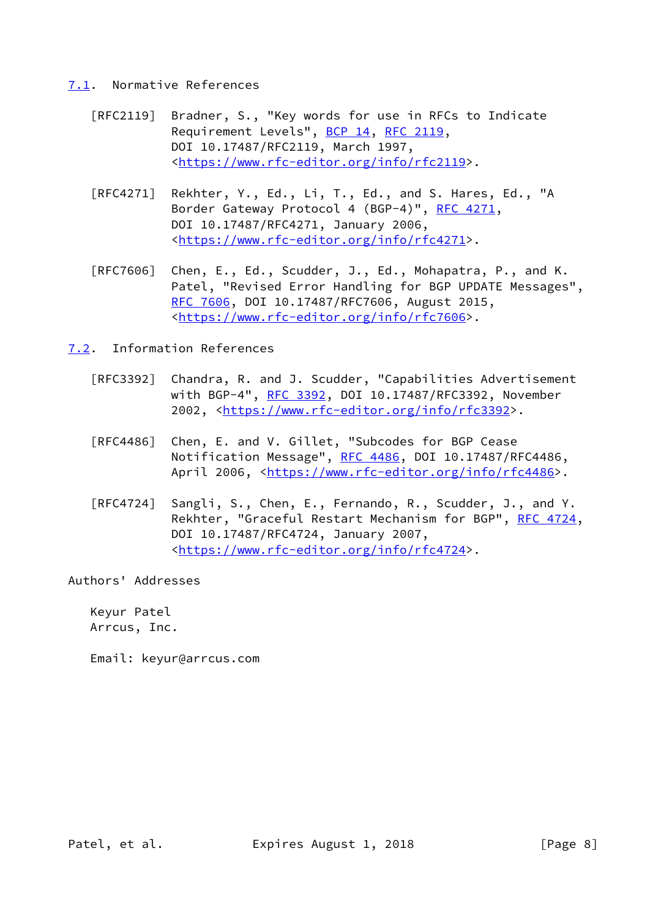## 7.1. Normative References

[RFC2119] Bradner, S., "Key words for use in RFCs to Indicate Requirement Levels", BCP 14, RFC 2119, DOI 10.17487/RFC2119, March 1997, <https://www.rfc-editor.org/info/rfc2119>.

[RFC4271] Rekhter, Y., Ed., Li, T., Ed., and S. Hares, Ed., "A Border Gateway Protocol 4 (BGP-4)", RFC 4271, DOI 10.17487/RFC4271, January 2006, <https://www.rfc-editor.org/info/rfc4271>.

[RFC7606] Chen, E., Ed., Scudder, J., Ed., Mohapatra, P., and K. Patel, "Revised Error Handling for BGP UPDATE Messages", RFC 7606, DOI 10.17487/RFC7606, August 2015, <https://www.rfc-editor.org/info/rfc7606>.

## 7.2. Information References

[RFC3392] Chandra, R. and J. Scudder, "Capabilities Advertisement with BGP-4", RFC 3392, DOI 10.17487/RFC3392, November 2002, <https://www.rfc-editor.org/info/rfc3392>.

[RFC4486] Chen, E. and V. Gillet, "Subcodes for BGP Cease Notification Message", RFC 4486, DOI 10.17487/RFC4486, April 2006, <https://www.rfc-editor.org/info/rfc4486>.

[RFC4724] Sangli, S., Chen, E., Fernando, R., Scudder, J., and Y. Rekhter, "Graceful Restart Mechanism for BGP", RFC 4724, DOI 10.17487/RFC4724, January 2007, <https://www.rfc-editor.org/info/rfc4724>.

# Authors' Addresses

Keyur Patel
Arrcus, Inc.

Email: keyur@arrcus.com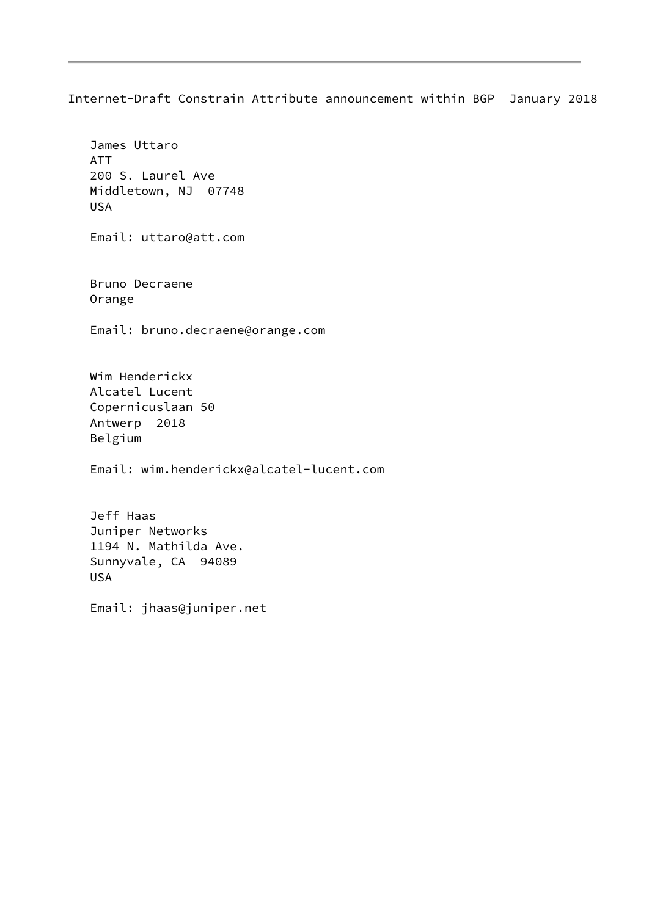James Uttaro
ATT
200 S. Laurel Ave
Middletown, NJ  07748
USA

Email: uttaro@att.com

Bruno Decraene
Orange

Email: bruno.decraene@orange.com

Wim Henderickx
Alcatel Lucent
Copernicuslaan 50
Antwerp  2018
Belgium

Email: wim.henderickx@alcatel-lucent.com

Jeff Haas
Juniper Networks
1194 N. Mathilda Ave.
Sunnyvale, CA  94089
USA

Email: jhaas@juniper.net